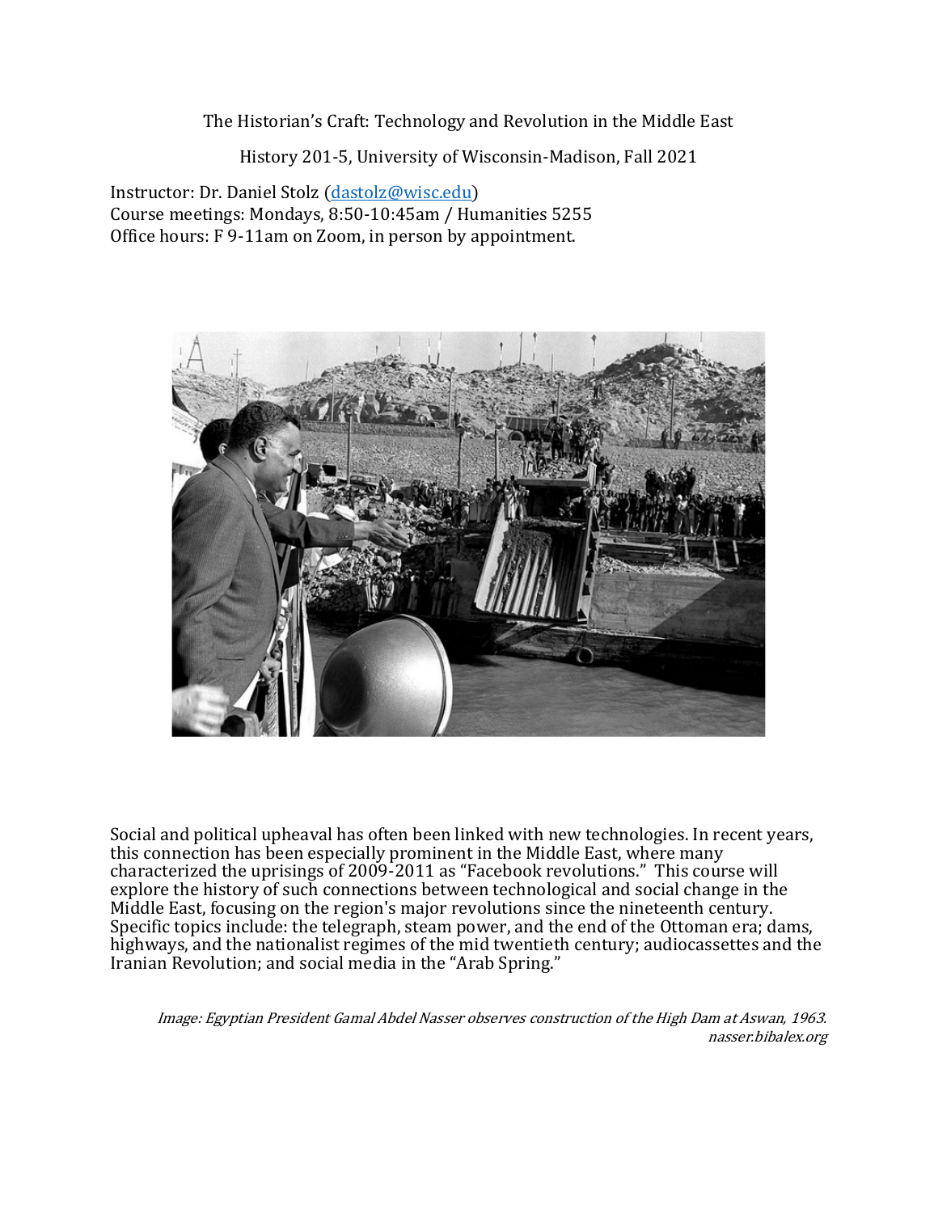# The Historian's Craft: Technology and Revolution in the Middle East

History 201-5, University of Wisconsin-Madison, Fall 2021

Instructor: Dr. Daniel Stolz (dastolz@wisc.edu)
Course meetings: Mondays, 8:50-10:45am / Humanities 5255
Office hours: F 9-11am on Zoom, in person by appointment.

Social and political upheaval has often been linked with new technologies. In recent years, this connection has been especially prominent in the Middle East, where many characterized the uprisings of 2009-2011 as "Facebook revolutions." This course will explore the history of such connections between technological and social change in the Middle East, focusing on the region's major revolutions since the nineteenth century. Specific topics include: the telegraph, steam power, and the end of the Ottoman era; dams, highways, and the nationalist regimes of the mid twentieth century; audiocassettes and the Iranian Revolution; and social media in the "Arab Spring."

*Image: Egyptian President Gamal Abdel Nasser observes construction of the High Dam at Aswan, 1963. nasser.bibalex.org*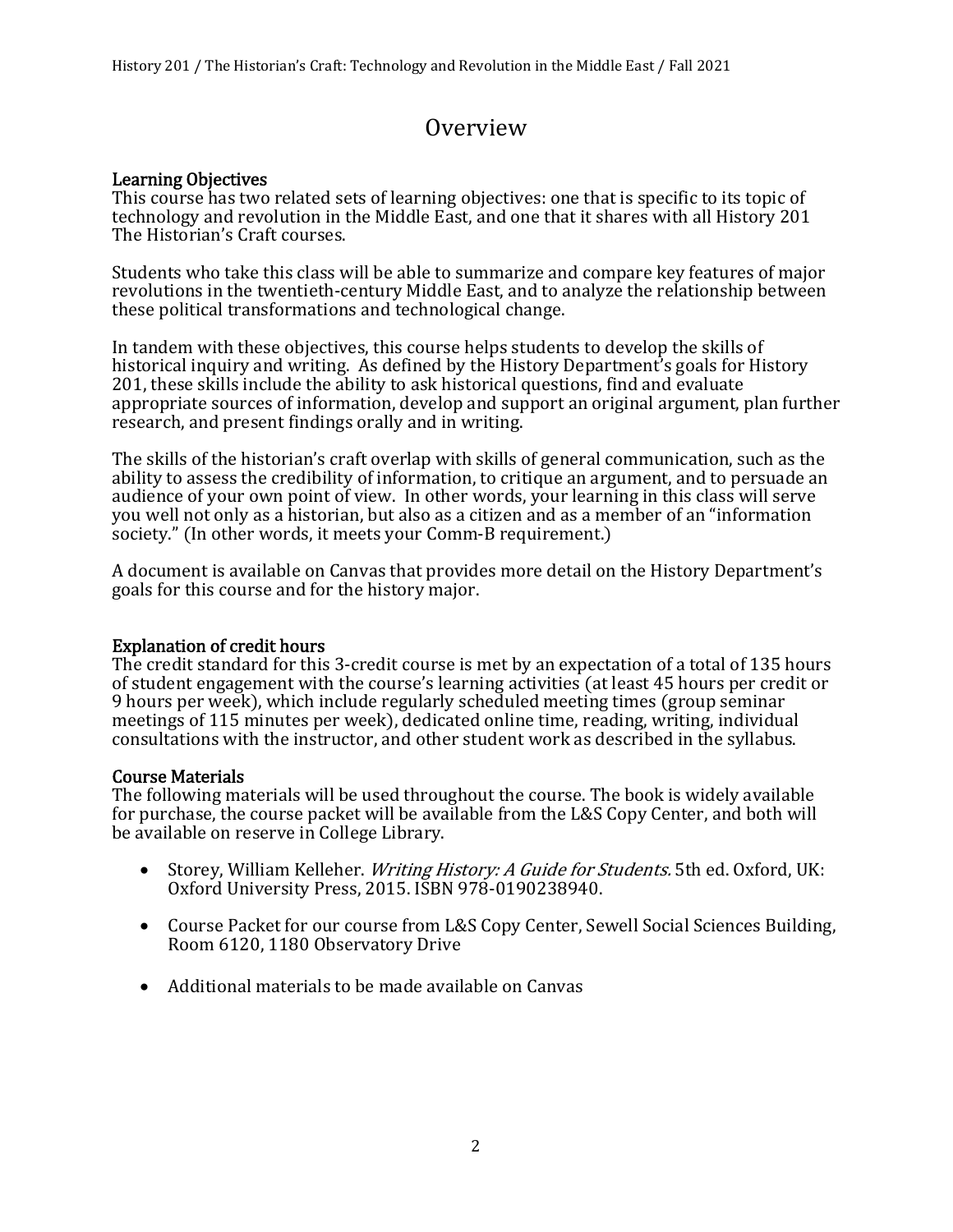# Overview

## Learning Objectives

This course has two related sets of learning objectives: one that is specific to its topic of technology and revolution in the Middle East, and one that it shares with all History 201 The Historian's Craft courses.

Students who take this class will be able to summarize and compare key features of major revolutions in the twentieth-century Middle East, and to analyze the relationship between these political transformations and technological change.

In tandem with these objectives, this course helps students to develop the skills of historical inquiry and writing. As defined by the History Department's goals for History 201, these skills include the ability to ask historical questions, find and evaluate appropriate sources of information, develop and support an original argument, plan further research, and present findings orally and in writing.

The skills of the historian's craft overlap with skills of general communication, such as the ability to assess the credibility of information, to critique an argument, and to persuade an audience of your own point of view. In other words, your learning in this class will serve you well not only as a historian, but also as a citizen and as a member of an "information society." (In other words, it meets your Comm-B requirement.)

A document is available on Canvas that provides more detail on the History Department's goals for this course and for the history major.

## Explanation of credit hours

The credit standard for this 3-credit course is met by an expectation of a total of 135 hours of student engagement with the course's learning activities (at least 45 hours per credit or 9 hours per week), which include regularly scheduled meeting times (group seminar meetings of 115 minutes per week), dedicated online time, reading, writing, individual consultations with the instructor, and other student work as described in the syllabus.

## Course Materials

The following materials will be used throughout the course. The book is widely available for purchase, the course packet will be available from the L&S Copy Center, and both will be available on reserve in College Library.

- Storey, William Kelleher. *Writing History: A Guide for Students.* 5th ed. Oxford, UK: Oxford University Press, 2015. ISBN 978-0190238940.
- Course Packet for our course from L&S Copy Center, Sewell Social Sciences Building, Room 6120, 1180 Observatory Drive
- Additional materials to be made available on Canvas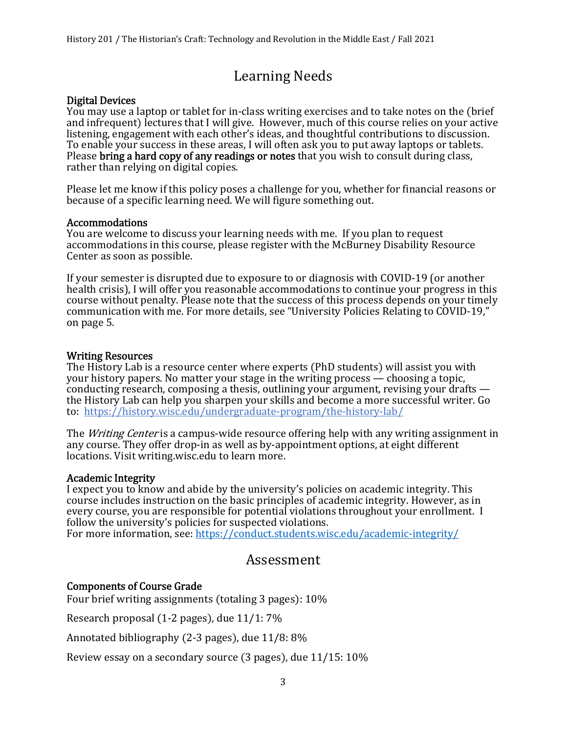# Learning Needs

### Digital Devices

You may use a laptop or tablet for in-class writing exercises and to take notes on the (brief and infrequent) lectures that I will give. However, much of this course relies on your active listening, engagement with each other's ideas, and thoughtful contributions to discussion. To enable your success in these areas, I will often ask you to put away laptops or tablets. Please **bring a hard copy of any readings or notes** that you wish to consult during class, rather than relying on digital copies.

Please let me know if this policy poses a challenge for you, whether for financial reasons or because of a specific learning need. We will figure something out.

### Accommodations

You are welcome to discuss your learning needs with me. If you plan to request accommodations in this course, please register with the McBurney Disability Resource Center as soon as possible.

If your semester is disrupted due to exposure to or diagnosis with COVID-19 (or another health crisis), I will offer you reasonable accommodations to continue your progress in this course without penalty. Please note that the success of this process depends on your timely communication with me. For more details, see "University Policies Relating to COVID-19," on page 5.

### Writing Resources

The History Lab is a resource center where experts (PhD students) will assist you with your history papers. No matter your stage in the writing process — choosing a topic, conducting research, composing a thesis, outlining your argument, revising your drafts — the History Lab can help you sharpen your skills and become a more successful writer. Go to: https://history.wisc.edu/undergraduate-program/the-history-lab/

The *Writing Center* is a campus-wide resource offering help with any writing assignment in any course. They offer drop-in as well as by-appointment options, at eight different locations. Visit writing.wisc.edu to learn more.

### Academic Integrity

I expect you to know and abide by the university's policies on academic integrity. This course includes instruction on the basic principles of academic integrity. However, as in every course, you are responsible for potential violations throughout your enrollment. I follow the university's policies for suspected violations.
For more information, see: https://conduct.students.wisc.edu/academic-integrity/

# Assessment

### Components of Course Grade

Four brief writing assignments (totaling 3 pages): 10%

Research proposal (1-2 pages), due 11/1: 7%

Annotated bibliography (2-3 pages), due 11/8: 8%

Review essay on a secondary source (3 pages), due 11/15: 10%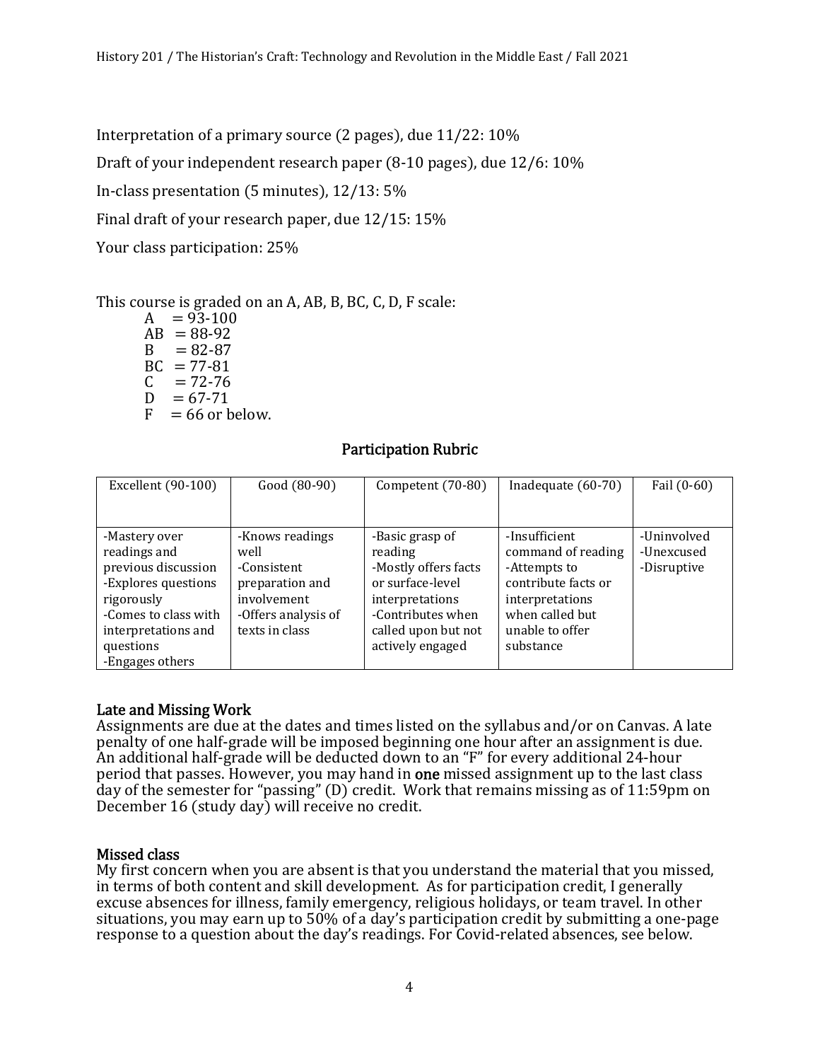Interpretation of a primary source (2 pages), due 11/22: 10%

Draft of your independent research paper (8-10 pages), due 12/6: 10%

In-class presentation (5 minutes), 12/13: 5%

Final draft of your research paper, due 12/15: 15%

Your class participation: 25%

This course is graded on an A, AB, B, BC, C, D, F scale:

- A = 93-100
- AB = 88-92
- B = 82-87
- BC = 77-81
- C = 72-76
- D = 67-71
- F = 66 or below.

## Participation Rubric

| Excellent (90-100) | Good (80-90) | Competent (70-80) | Inadequate (60-70) | Fail (0-60) |
|---|---|---|---|---|
| -Mastery over readings and previous discussion<br>-Explores questions rigorously<br>-Comes to class with interpretations and questions<br>-Engages others | -Knows readings well<br>-Consistent preparation and involvement<br>-Offers analysis of texts in class | -Basic grasp of reading<br>-Mostly offers facts or surface-level interpretations<br>-Contributes when called upon but not actively engaged | -Insufficient command of reading<br>-Attempts to contribute facts or interpretations when called but unable to offer substance | -Uninvolved<br>-Unexcused<br>-Disruptive |

## Late and Missing Work

Assignments are due at the dates and times listed on the syllabus and/or on Canvas. A late penalty of one half-grade will be imposed beginning one hour after an assignment is due. An additional half-grade will be deducted down to an "F" for every additional 24-hour period that passes. However, you may hand in **one** missed assignment up to the last class day of the semester for "passing" (D) credit. Work that remains missing as of 11:59pm on December 16 (study day) will receive no credit.

## Missed class

My first concern when you are absent is that you understand the material that you missed, in terms of both content and skill development. As for participation credit, I generally excuse absences for illness, family emergency, religious holidays, or team travel. In other situations, you may earn up to 50% of a day's participation credit by submitting a one-page response to a question about the day's readings. For Covid-related absences, see below.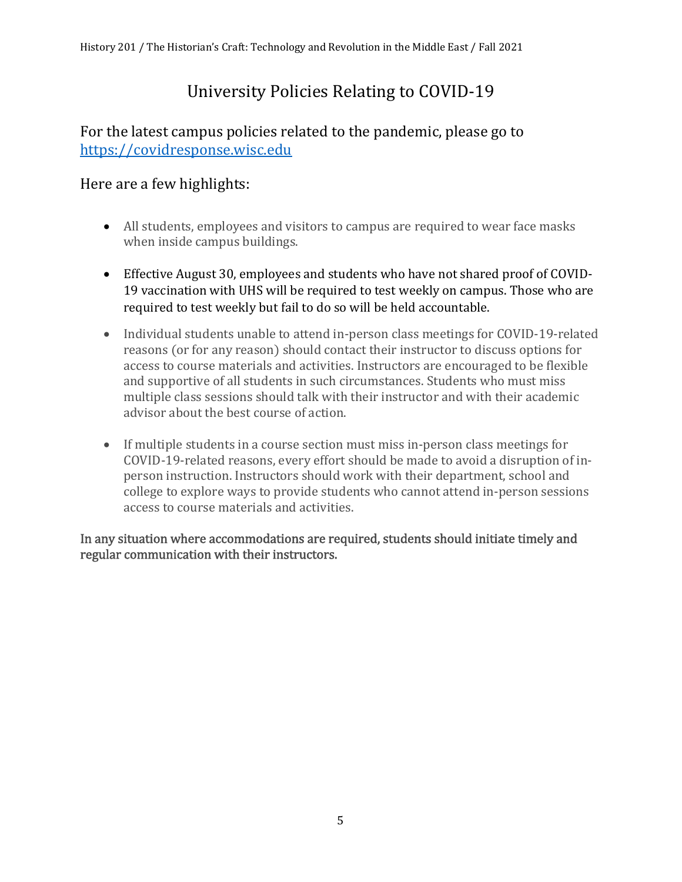# University Policies Relating to COVID-19

## For the latest campus policies related to the pandemic, please go to https://covidresponse.wisc.edu

## Here are a few highlights:

- All students, employees and visitors to campus are required to wear face masks when inside campus buildings.
- Effective August 30, employees and students who have not shared proof of COVID-19 vaccination with UHS will be required to test weekly on campus. Those who are required to test weekly but fail to do so will be held accountable.
- Individual students unable to attend in-person class meetings for COVID-19-related reasons (or for any reason) should contact their instructor to discuss options for access to course materials and activities. Instructors are encouraged to be flexible and supportive of all students in such circumstances. Students who must miss multiple class sessions should talk with their instructor and with their academic advisor about the best course of action.
- If multiple students in a course section must miss in-person class meetings for COVID-19-related reasons, every effort should be made to avoid a disruption of in-person instruction. Instructors should work with their department, school and college to explore ways to provide students who cannot attend in-person sessions access to course materials and activities.

**In any situation where accommodations are required, students should initiate timely and regular communication with their instructors.**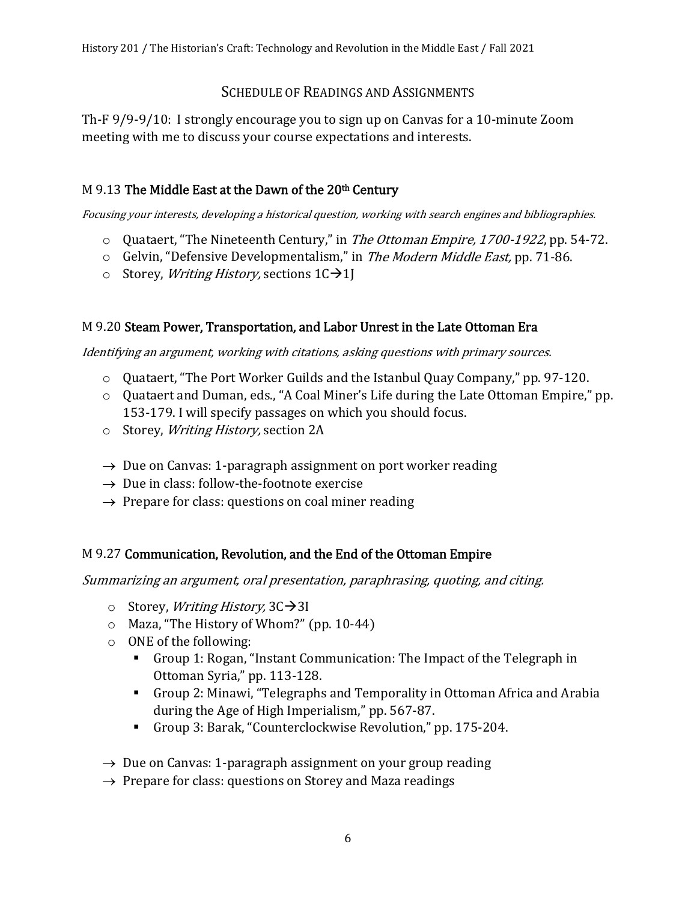## Schedule of Readings and Assignments

Th-F 9/9-9/10: I strongly encourage you to sign up on Canvas for a 10-minute Zoom meeting with me to discuss your course expectations and interests.

### M 9.13 **The Middle East at the Dawn of the 20th Century**

*Focusing your interests, developing a historical question, working with search engines and bibliographies.*

- Quataert, "The Nineteenth Century," in *The Ottoman Empire, 1700-1922*, pp. 54-72.
- Gelvin, "Defensive Developmentalism," in *The Modern Middle East,* pp. 71-86.
- Storey, *Writing History,* sections 1C→1J

### M 9.20 **Steam Power, Transportation, and Labor Unrest in the Late Ottoman Era**

*Identifying an argument, working with citations, asking questions with primary sources.*

- Quataert, "The Port Worker Guilds and the Istanbul Quay Company," pp. 97-120.
- Quataert and Duman, eds., "A Coal Miner's Life during the Late Ottoman Empire," pp. 153-179. I will specify passages on which you should focus.
- Storey, *Writing History,* section 2A

→ Due on Canvas: 1-paragraph assignment on port worker reading
→ Due in class: follow-the-footnote exercise
→ Prepare for class: questions on coal miner reading

### M 9.27 **Communication, Revolution, and the End of the Ottoman Empire**

*Summarizing an argument, oral presentation, paraphrasing, quoting, and citing.*

- Storey, *Writing History,* 3C→3I
- Maza, "The History of Whom?" (pp. 10-44)
- ONE of the following:
  - Group 1: Rogan, "Instant Communication: The Impact of the Telegraph in Ottoman Syria," pp. 113-128.
  - Group 2: Minawi, "Telegraphs and Temporality in Ottoman Africa and Arabia during the Age of High Imperialism," pp. 567-87.
  - Group 3: Barak, "Counterclockwise Revolution," pp. 175-204.

→ Due on Canvas: 1-paragraph assignment on your group reading
→ Prepare for class: questions on Storey and Maza readings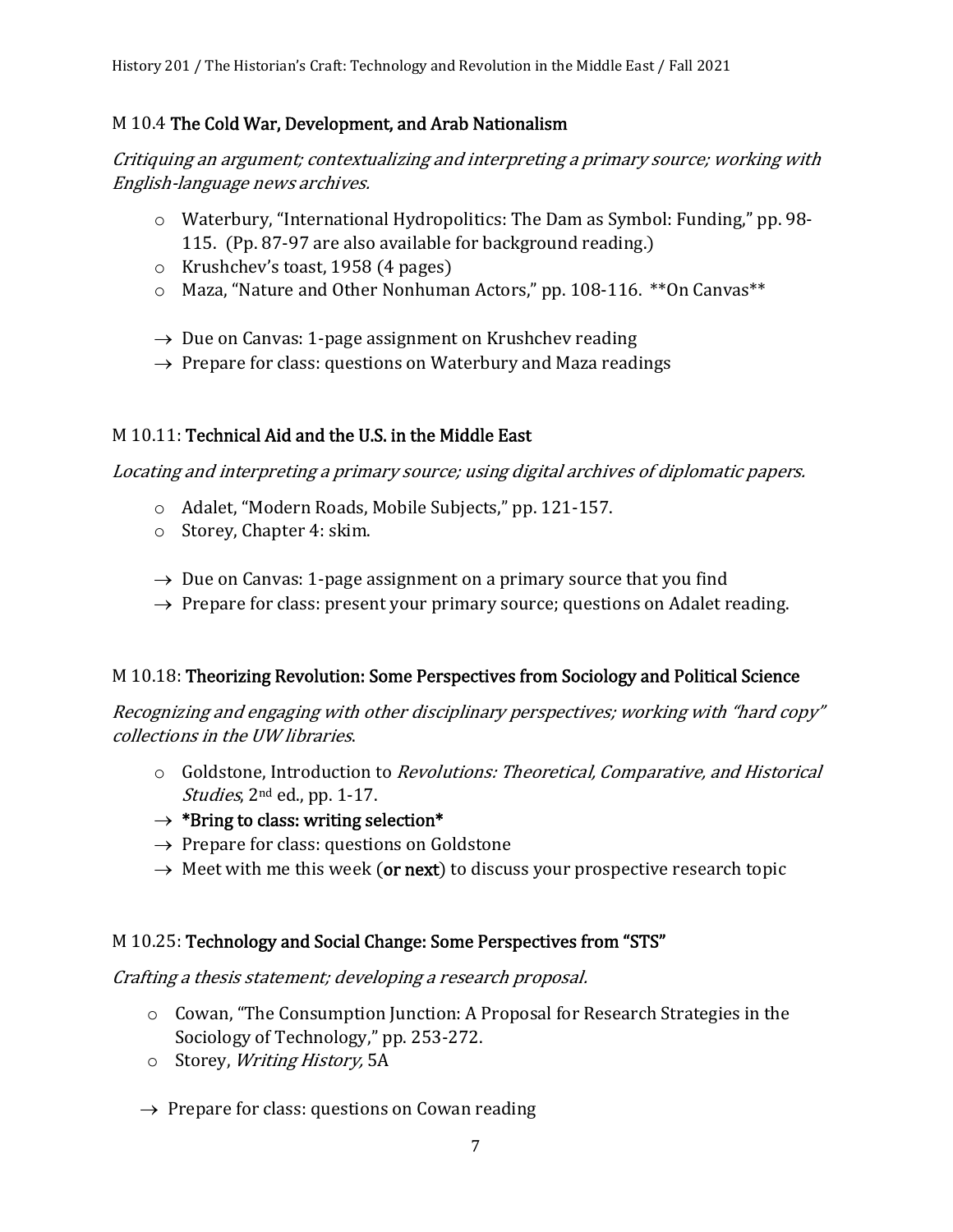## M 10.4 The Cold War, Development, and Arab Nationalism

*Critiquing an argument; contextualizing and interpreting a primary source; working with English-language news archives.*

- Waterbury, "International Hydropolitics: The Dam as Symbol: Funding," pp. 98-115. (Pp. 87-97 are also available for background reading.)
- Krushchev's toast, 1958 (4 pages)
- Maza, "Nature and Other Nonhuman Actors," pp. 108-116. **On Canvas**

→ Due on Canvas: 1-page assignment on Krushchev reading
→ Prepare for class: questions on Waterbury and Maza readings

## M 10.11: Technical Aid and the U.S. in the Middle East

*Locating and interpreting a primary source; using digital archives of diplomatic papers.*

- Adalet, "Modern Roads, Mobile Subjects," pp. 121-157.
- Storey, Chapter 4: skim.

→ Due on Canvas: 1-page assignment on a primary source that you find
→ Prepare for class: present your primary source; questions on Adalet reading.

## M 10.18: Theorizing Revolution: Some Perspectives from Sociology and Political Science

*Recognizing and engaging with other disciplinary perspectives; working with "hard copy" collections in the UW libraries.*

- Goldstone, Introduction to *Revolutions: Theoretical, Comparative, and Historical Studies*, 2nd ed., pp. 1-17.

→ **\*Bring to class: writing selection\***
→ Prepare for class: questions on Goldstone
→ Meet with me this week (**or next**) to discuss your prospective research topic

## M 10.25: Technology and Social Change: Some Perspectives from "STS"

*Crafting a thesis statement; developing a research proposal.*

- Cowan, "The Consumption Junction: A Proposal for Research Strategies in the Sociology of Technology," pp. 253-272.
- Storey, *Writing History,* 5A

→ Prepare for class: questions on Cowan reading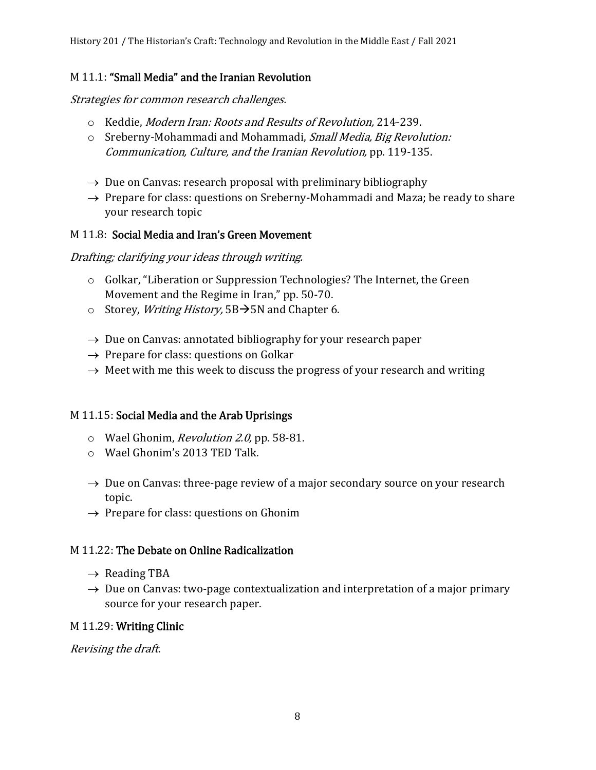## M 11.1: "Small Media" and the Iranian Revolution

*Strategies for common research challenges.*

- Keddie, *Modern Iran: Roots and Results of Revolution,* 214-239.
- Sreberny-Mohammadi and Mohammadi, *Small Media, Big Revolution: Communication, Culture, and the Iranian Revolution,* pp. 119-135.

- → Due on Canvas: research proposal with preliminary bibliography
- → Prepare for class: questions on Sreberny-Mohammadi and Maza; be ready to share your research topic

## M 11.8: Social Media and Iran's Green Movement

*Drafting; clarifying your ideas through writing.*

- Golkar, "Liberation or Suppression Technologies? The Internet, the Green Movement and the Regime in Iran," pp. 50-70.
- Storey, *Writing History,* 5B→5N and Chapter 6.

- → Due on Canvas: annotated bibliography for your research paper
- → Prepare for class: questions on Golkar
- → Meet with me this week to discuss the progress of your research and writing

## M 11.15: Social Media and the Arab Uprisings

- Wael Ghonim, *Revolution 2.0,* pp. 58-81.
- Wael Ghonim's 2013 TED Talk.

- → Due on Canvas: three-page review of a major secondary source on your research topic.
- → Prepare for class: questions on Ghonim

## M 11.22: The Debate on Online Radicalization

- → Reading TBA
- → Due on Canvas: two-page contextualization and interpretation of a major primary source for your research paper.

## M 11.29: Writing Clinic

*Revising the draft.*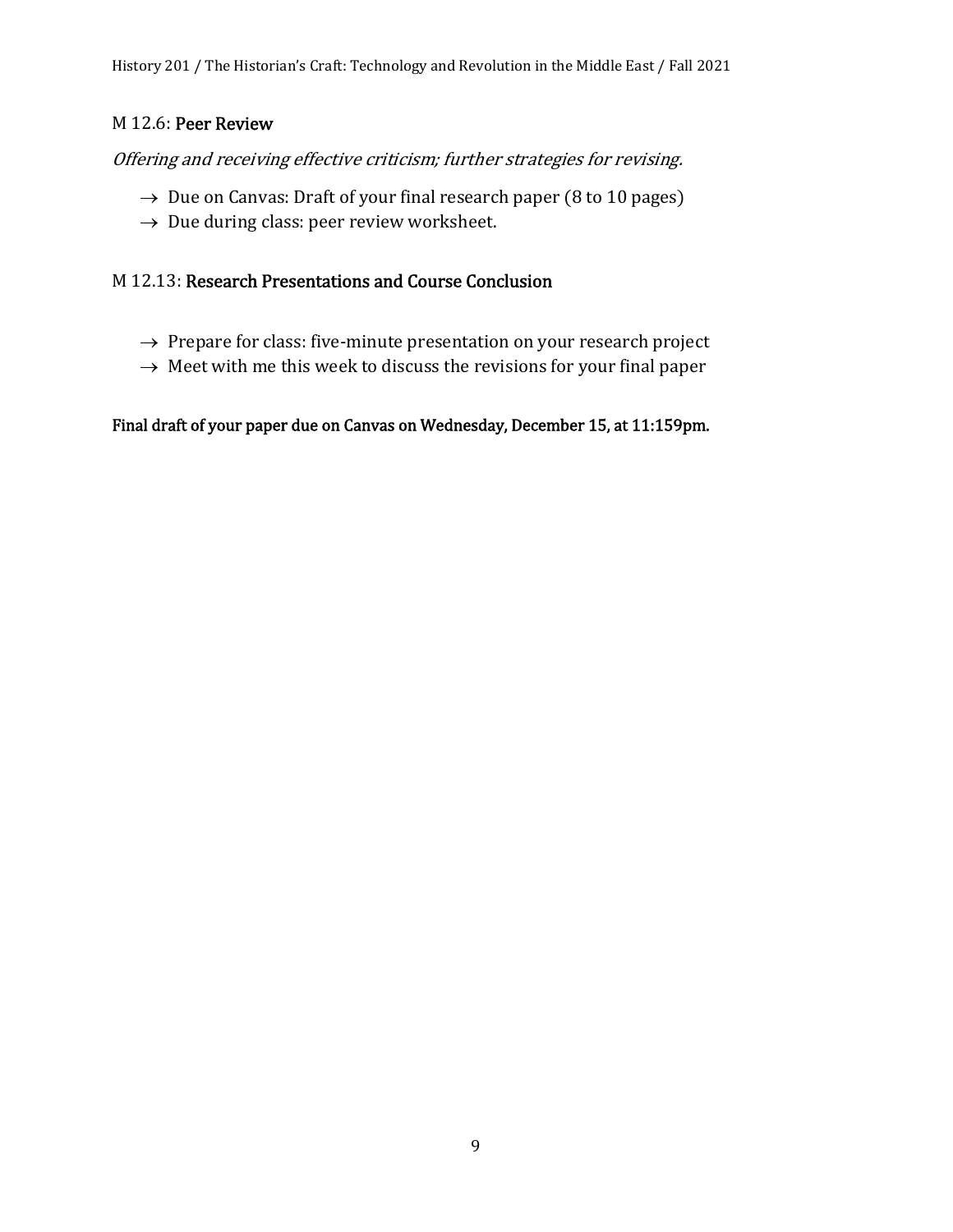M 12.6: **Peer Review**

*Offering and receiving effective criticism; further strategies for revising.*

- → Due on Canvas: Draft of your final research paper (8 to 10 pages)
- → Due during class: peer review worksheet.

M 12.13: **Research Presentations and Course Conclusion**

- → Prepare for class: five-minute presentation on your research project
- → Meet with me this week to discuss the revisions for your final paper

**Final draft of your paper due on Canvas on Wednesday, December 15, at 11:159pm.**